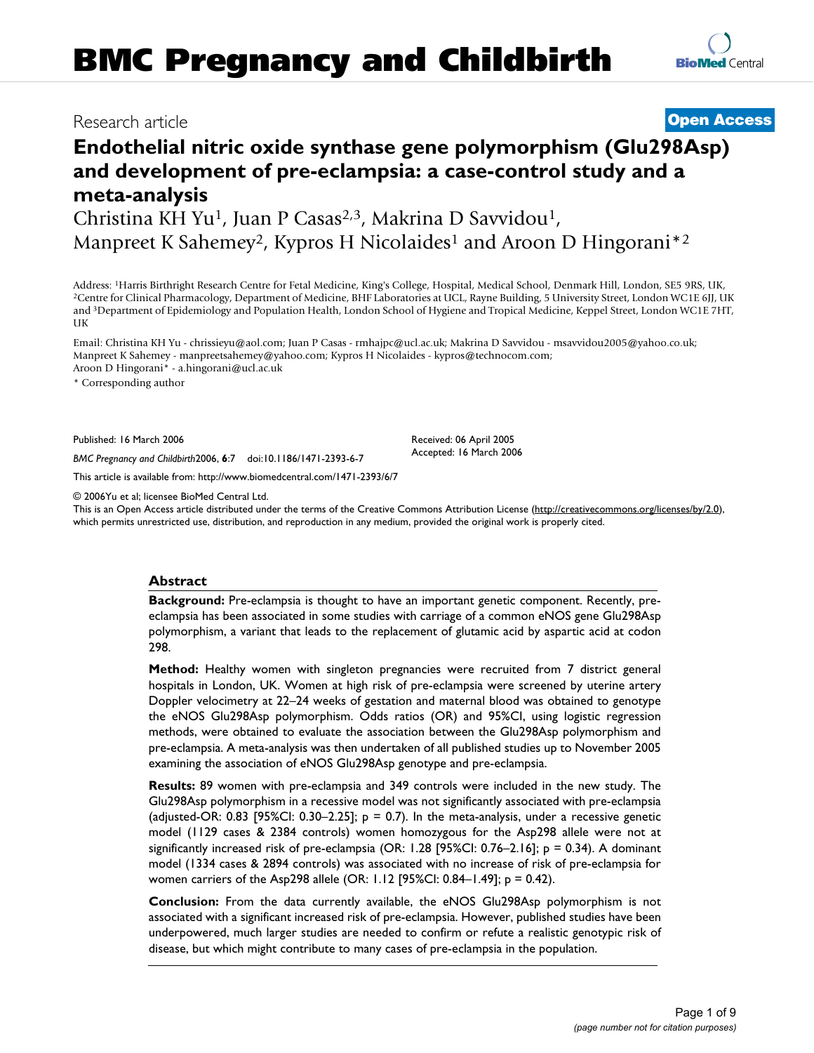# BMC Pregnancy and Childbirth

Research article

**Open Access**

## Endothelial nitric oxide synthase gene polymorphism (Glu298Asp) and development of pre-eclampsia: a case-control study and a meta-analysis

Christina KH Yu[1], Juan P Casas[2,3], Makrina D Savvidou[1], Manpreet K Sahemey[2], Kypros H Nicolaides[1] and Aroon D Hingorani*[2]

Address: [1]Harris Birthright Research Centre for Fetal Medicine, King's College, Hospital, Medical School, Denmark Hill, London, SE5 9RS, UK, [2]Centre for Clinical Pharmacology, Department of Medicine, BHF Laboratories at UCL, Rayne Building, 5 University Street, London WC1E 6JJ, UK and [3]Department of Epidemiology and Population Health, London School of Hygiene and Tropical Medicine, Keppel Street, London WC1E 7HT, UK

Email: Christina KH Yu - chrissieyu@aol.com; Juan P Casas - rmhajpc@ucl.ac.uk; Makrina D Savvidou - msavvidou2005@yahoo.co.uk; Manpreet K Sahemey - manpreetsahemey@yahoo.com; Kypros H Nicolaides - kypros@technocom.com; Aroon D Hingorani* - a.hingorani@ucl.ac.uk

\* Corresponding author

Published: 16 March 2006

*BMC Pregnancy and Childbirth* 2006, **6**:7 doi:10.1186/1471-2393-6-7

Received: 06 April 2005
Accepted: 16 March 2006

This article is available from: http://www.biomedcentral.com/1471-2393/6/7

© 2006Yu et al; licensee BioMed Central Ltd.

This is an Open Access article distributed under the terms of the Creative Commons Attribution License (http://creativecommons.org/licenses/by/2.0), which permits unrestricted use, distribution, and reproduction in any medium, provided the original work is properly cited.

## Abstract

**Background:** Pre-eclampsia is thought to have an important genetic component. Recently, pre-eclampsia has been associated in some studies with carriage of a common eNOS gene Glu298Asp polymorphism, a variant that leads to the replacement of glutamic acid by aspartic acid at codon 298.

**Method:** Healthy women with singleton pregnancies were recruited from 7 district general hospitals in London, UK. Women at high risk of pre-eclampsia were screened by uterine artery Doppler velocimetry at 22–24 weeks of gestation and maternal blood was obtained to genotype the eNOS Glu298Asp polymorphism. Odds ratios (OR) and 95%CI, using logistic regression methods, were obtained to evaluate the association between the Glu298Asp polymorphism and pre-eclampsia. A meta-analysis was then undertaken of all published studies up to November 2005 examining the association of eNOS Glu298Asp genotype and pre-eclampsia.

**Results:** 89 women with pre-eclampsia and 349 controls were included in the new study. The Glu298Asp polymorphism in a recessive model was not significantly associated with pre-eclampsia (adjusted-OR: 0.83 [95%CI: 0.30–2.25]; p = 0.7). In the meta-analysis, under a recessive genetic model (1129 cases & 2384 controls) women homozygous for the Asp298 allele were not at significantly increased risk of pre-eclampsia (OR: 1.28 [95%CI: 0.76–2.16]; p = 0.34). A dominant model (1334 cases & 2894 controls) was associated with no increase of risk of pre-eclampsia for women carriers of the Asp298 allele (OR: 1.12 [95%CI: 0.84–1.49]; p = 0.42).

**Conclusion:** From the data currently available, the eNOS Glu298Asp polymorphism is not associated with a significant increased risk of pre-eclampsia. However, published studies have been underpowered, much larger studies are needed to confirm or refute a realistic genotypic risk of disease, but which might contribute to many cases of pre-eclampsia in the population.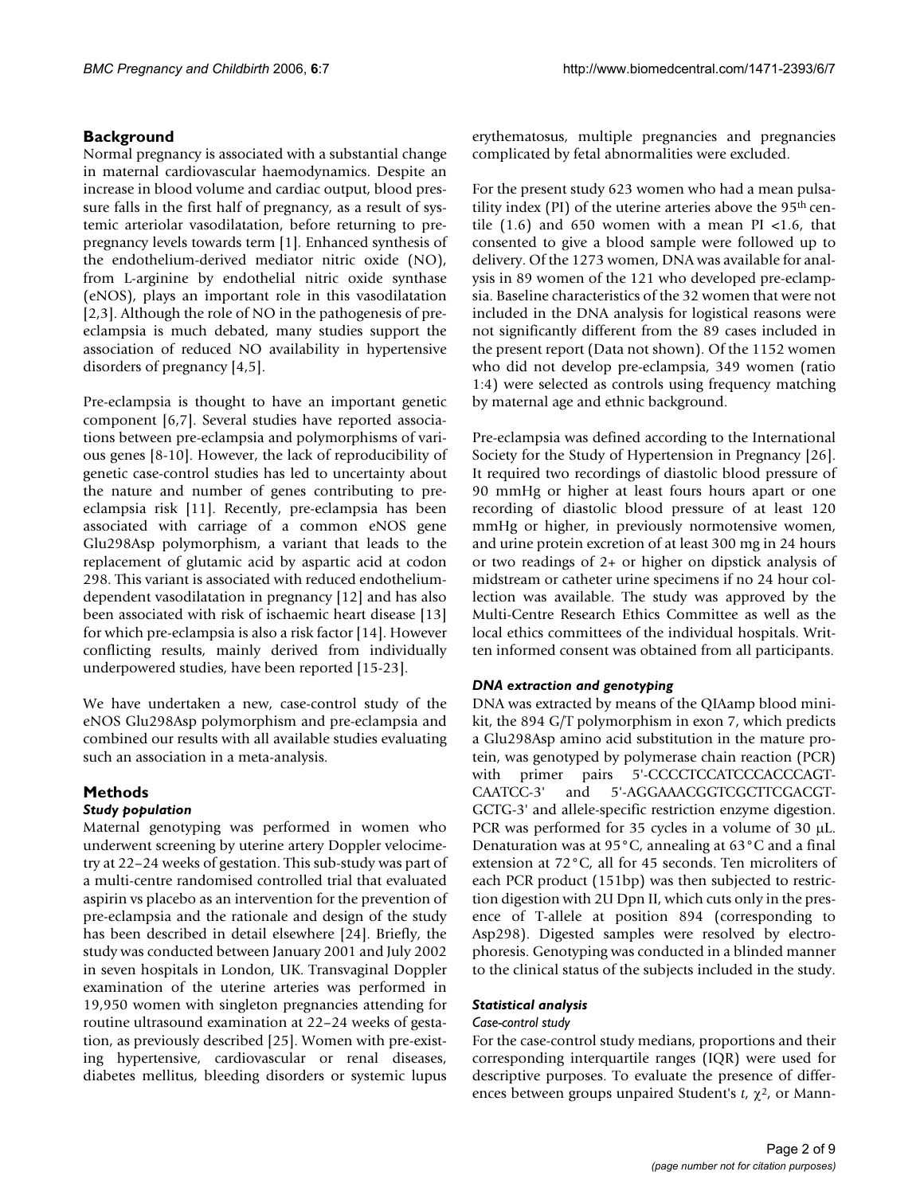## Background

Normal pregnancy is associated with a substantial change in maternal cardiovascular haemodynamics. Despite an increase in blood volume and cardiac output, blood pressure falls in the first half of pregnancy, as a result of systemic arteriolar vasodilatation, before returning to pre-pregnancy levels towards term [1]. Enhanced synthesis of the endothelium-derived mediator nitric oxide (NO), from L-arginine by endothelial nitric oxide synthase (eNOS), plays an important role in this vasodilatation [2,3]. Although the role of NO in the pathogenesis of pre-eclampsia is much debated, many studies support the association of reduced NO availability in hypertensive disorders of pregnancy [4,5].

Pre-eclampsia is thought to have an important genetic component [6,7]. Several studies have reported associations between pre-eclampsia and polymorphisms of various genes [8-10]. However, the lack of reproducibility of genetic case-control studies has led to uncertainty about the nature and number of genes contributing to pre-eclampsia risk [11]. Recently, pre-eclampsia has been associated with carriage of a common eNOS gene Glu298Asp polymorphism, a variant that leads to the replacement of glutamic acid by aspartic acid at codon 298. This variant is associated with reduced endothelium-dependent vasodilatation in pregnancy [12] and has also been associated with risk of ischaemic heart disease [13] for which pre-eclampsia is also a risk factor [14]. However conflicting results, mainly derived from individually underpowered studies, have been reported [15-23].

We have undertaken a new, case-control study of the eNOS Glu298Asp polymorphism and pre-eclampsia and combined our results with all available studies evaluating such an association in a meta-analysis.

## Methods

### *Study population*

Maternal genotyping was performed in women who underwent screening by uterine artery Doppler velocimetry at 22–24 weeks of gestation. This sub-study was part of a multi-centre randomised controlled trial that evaluated aspirin vs placebo as an intervention for the prevention of pre-eclampsia and the rationale and design of the study has been described in detail elsewhere [24]. Briefly, the study was conducted between January 2001 and July 2002 in seven hospitals in London, UK. Transvaginal Doppler examination of the uterine arteries was performed in 19,950 women with singleton pregnancies attending for routine ultrasound examination at 22–24 weeks of gestation, as previously described [25]. Women with pre-existing hypertensive, cardiovascular or renal diseases, diabetes mellitus, bleeding disorders or systemic lupus erythematosus, multiple pregnancies and pregnancies complicated by fetal abnormalities were excluded.

For the present study 623 women who had a mean pulsatility index (PI) of the uterine arteries above the 95[th] centile (1.6) and 650 women with a mean PI <1.6, that consented to give a blood sample were followed up to delivery. Of the 1273 women, DNA was available for analysis in 89 women of the 121 who developed pre-eclampsia. Baseline characteristics of the 32 women that were not included in the DNA analysis for logistical reasons were not significantly different from the 89 cases included in the present report (Data not shown). Of the 1152 women who did not develop pre-eclampsia, 349 women (ratio 1:4) were selected as controls using frequency matching by maternal age and ethnic background.

Pre-eclampsia was defined according to the International Society for the Study of Hypertension in Pregnancy [26]. It required two recordings of diastolic blood pressure of 90 mmHg or higher at least fours hours apart or one recording of diastolic blood pressure of at least 120 mmHg or higher, in previously normotensive women, and urine protein excretion of at least 300 mg in 24 hours or two readings of 2+ or higher on dipstick analysis of midstream or catheter urine specimens if no 24 hour collection was available. The study was approved by the Multi-Centre Research Ethics Committee as well as the local ethics committees of the individual hospitals. Written informed consent was obtained from all participants.

### *DNA extraction and genotyping*

DNA was extracted by means of the QIAamp blood minikit, the 894 G/T polymorphism in exon 7, which predicts a Glu298Asp amino acid substitution in the mature protein, was genotyped by polymerase chain reaction (PCR) with primer pairs 5'-CCCCTCCATCCCACCCAGT-CAATCC-3' and 5'-AGGAAACGGTCGCTTCGACGT-GCTG-3' and allele-specific restriction enzyme digestion. PCR was performed for 35 cycles in a volume of 30 μL. Denaturation was at 95°C, annealing at 63°C and a final extension at 72°C, all for 45 seconds. Ten microliters of each PCR product (151bp) was then subjected to restriction digestion with 2U Dpn II, which cuts only in the presence of T-allele at position 894 (corresponding to Asp298). Digested samples were resolved by electrophoresis. Genotyping was conducted in a blinded manner to the clinical status of the subjects included in the study.

### *Statistical analysis*

#### *Case-control study*

For the case-control study medians, proportions and their corresponding interquartile ranges (IQR) were used for descriptive purposes. To evaluate the presence of differences between groups unpaired Student's *t*, $\chi^2$, or Mann-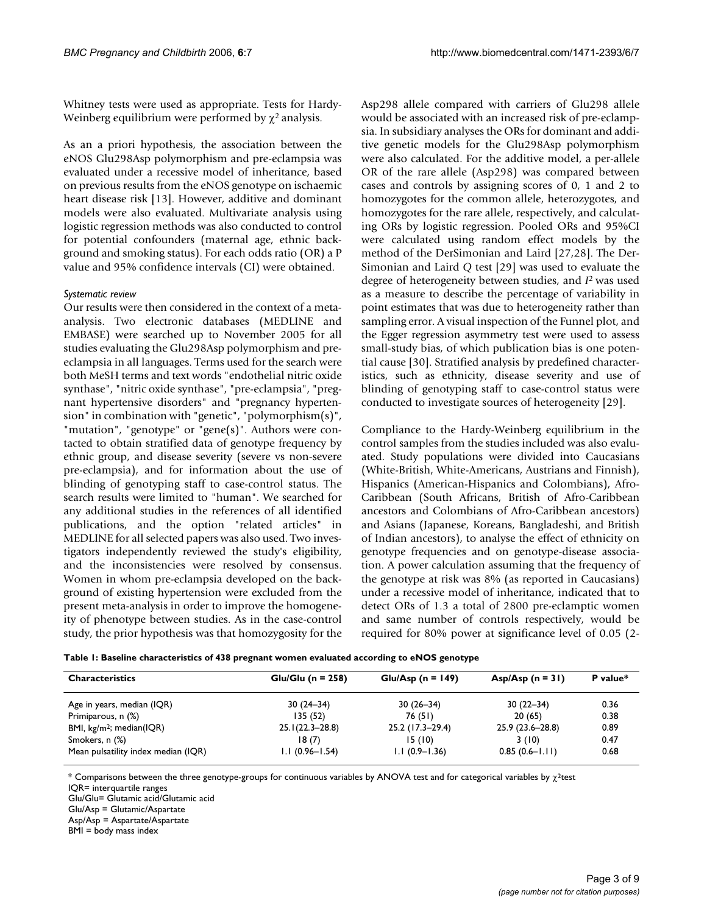Whitney tests were used as appropriate. Tests for Hardy-Weinberg equilibrium were performed by $\chi^2$ analysis.

As an a priori hypothesis, the association between the eNOS Glu298Asp polymorphism and pre-eclampsia was evaluated under a recessive model of inheritance, based on previous results from the eNOS genotype on ischaemic heart disease risk [13]. However, additive and dominant models were also evaluated. Multivariate analysis using logistic regression methods was also conducted to control for potential confounders (maternal age, ethnic background and smoking status). For each odds ratio (OR) a P value and 95% confidence intervals (CI) were obtained.

### *Systematic review*

Our results were then considered in the context of a meta-analysis. Two electronic databases (MEDLINE and EMBASE) were searched up to November 2005 for all studies evaluating the Glu298Asp polymorphism and pre-eclampsia in all languages. Terms used for the search were both MeSH terms and text words "endothelial nitric oxide synthase", "nitric oxide synthase", "pre-eclampsia", "pregnant hypertensive disorders" and "pregnancy hypertension" in combination with "genetic", "polymorphism(s)", "mutation", "genotype" or "gene(s)". Authors were contacted to obtain stratified data of genotype frequency by ethnic group, and disease severity (severe vs non-severe pre-eclampsia), and for information about the use of blinding of genotyping staff to case-control status. The search results were limited to "human". We searched for any additional studies in the references of all identified publications, and the option "related articles" in MEDLINE for all selected papers was also used. Two investigators independently reviewed the study's eligibility, and the inconsistencies were resolved by consensus. Women in whom pre-eclampsia developed on the background of existing hypertension were excluded from the present meta-analysis in order to improve the homogeneity of phenotype between studies. As in the case-control study, the prior hypothesis was that homozygosity for the Asp298 allele compared with carriers of Glu298 allele would be associated with an increased risk of pre-eclampsia. In subsidiary analyses the ORs for dominant and additive genetic models for the Glu298Asp polymorphism were also calculated. For the additive model, a per-allele OR of the rare allele (Asp298) was compared between cases and controls by assigning scores of 0, 1 and 2 to homozygotes for the common allele, heterozygotes, and homozygotes for the rare allele, respectively, and calculating ORs by logistic regression. Pooled ORs and 95%CI were calculated using random effect models by the method of the DerSimonian and Laird [27,28]. The DerSimonian and Laird *Q* test [29] was used to evaluate the degree of heterogeneity between studies, and $I^2$ was used as a measure to describe the percentage of variability in point estimates that was due to heterogeneity rather than sampling error. A visual inspection of the Funnel plot, and the Egger regression asymmetry test were used to assess small-study bias, of which publication bias is one potential cause [30]. Stratified analysis by predefined characteristics, such as ethnicity, disease severity and use of blinding of genotyping staff to case-control status were conducted to investigate sources of heterogeneity [29].

Compliance to the Hardy-Weinberg equilibrium in the control samples from the studies included was also evaluated. Study populations were divided into Caucasians (White-British, White-Americans, Austrians and Finnish), Hispanics (American-Hispanics and Colombians), Afro-Caribbean (South Africans, British of Afro-Caribbean ancestors and Colombians of Afro-Caribbean ancestors) and Asians (Japanese, Koreans, Bangladeshi, and British of Indian ancestors), to analyse the effect of ethnicity on genotype frequencies and on genotype-disease association. A power calculation assuming that the frequency of the genotype at risk was 8% (as reported in Caucasians) under a recessive model of inheritance, indicated that to detect ORs of 1.3 a total of 2800 pre-eclamptic women and same number of controls respectively, would be required for 80% power at significance level of 0.05 (2-

**Table 1: Baseline characteristics of 438 pregnant women evaluated according to eNOS genotype**

| Characteristics | Glu/Glu (n = 258) | Glu/Asp (n = 149) | Asp/Asp (n = 31) | P value* |
|---|---|---|---|---|
| Age in years, median (IQR) | 30 (24–34) | 30 (26–34) | 30 (22–34) | 0.36 |
| Primiparous, n (%) | 135 (52) | 76 (51) | 20 (65) | 0.38 |
| BMI, kg/m$^2$; median(IQR) | 25.1(22.3–28.8) | 25.2 (17.3–29.4) | 25.9 (23.6–28.8) | 0.89 |
| Smokers, n (%) | 18 (7) | 15 (10) | 3 (10) | 0.47 |
| Mean pulsatility index median (IQR) | 1.1 (0.96–1.54) | 1.1 (0.9–1.36) | 0.85 (0.6–1.11) | 0.68 |

* Comparisons between the three genotype-groups for continuous variables by ANOVA test and for categorical variables by $\chi^2$test
IQR= interquartile ranges
Glu/Glu= Glutamic acid/Glutamic acid
Glu/Asp = Glutamic/Aspartate
Asp/Asp = Aspartate/Aspartate
BMI = body mass index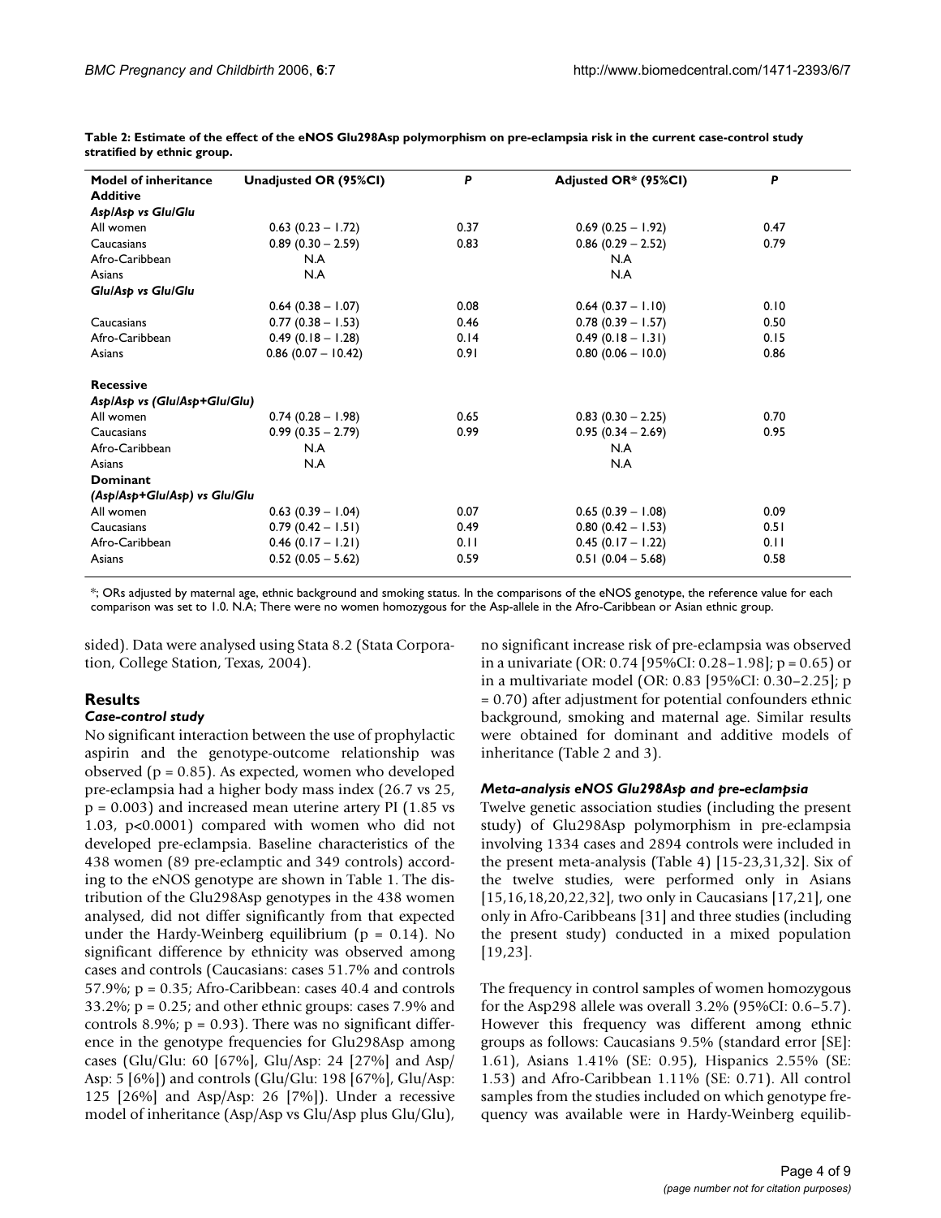**Table 2: Estimate of the effect of the eNOS Glu298Asp polymorphism on pre-eclampsia risk in the current case-control study stratified by ethnic group.**

| Model of inheritance | Unadjusted OR (95%CI) | P | Adjusted OR* (95%CI) | P |
|---|---|---|---|---|
| **Additive** | | | | |
| ***Asp/Asp vs Glu/Glu*** | | | | |
| All women | 0.63 (0.23 – 1.72) | 0.37 | 0.69 (0.25 – 1.92) | 0.47 |
| Caucasians | 0.89 (0.30 – 2.59) | 0.83 | 0.86 (0.29 – 2.52) | 0.79 |
| Afro-Caribbean | N.A | | N.A | |
| Asians | N.A | | N.A | |
| ***Glu/Asp vs Glu/Glu*** | | | | |
| | 0.64 (0.38 – 1.07) | 0.08 | 0.64 (0.37 – 1.10) | 0.10 |
| Caucasians | 0.77 (0.38 – 1.53) | 0.46 | 0.78 (0.39 – 1.57) | 0.50 |
| Afro-Caribbean | 0.49 (0.18 – 1.28) | 0.14 | 0.49 (0.18 – 1.31) | 0.15 |
| Asians | 0.86 (0.07 – 10.42) | 0.91 | 0.80 (0.06 – 10.0) | 0.86 |
| **Recessive** | | | | |
| ***Asp/Asp vs (Glu/Asp+Glu/Glu)*** | | | | |
| All women | 0.74 (0.28 – 1.98) | 0.65 | 0.83 (0.30 – 2.25) | 0.70 |
| Caucasians | 0.99 (0.35 – 2.79) | 0.99 | 0.95 (0.34 – 2.69) | 0.95 |
| Afro-Caribbean | N.A | | N.A | |
| Asians | N.A | | N.A | |
| **Dominant** | | | | |
| ***(Asp/Asp+Glu/Asp) vs Glu/Glu*** | | | | |
| All women | 0.63 (0.39 – 1.04) | 0.07 | 0.65 (0.39 – 1.08) | 0.09 |
| Caucasians | 0.79 (0.42 – 1.51) | 0.49 | 0.80 (0.42 – 1.53) | 0.51 |
| Afro-Caribbean | 0.46 (0.17 – 1.21) | 0.11 | 0.45 (0.17 – 1.22) | 0.11 |
| Asians | 0.52 (0.05 – 5.62) | 0.59 | 0.51 (0.04 – 5.68) | 0.58 |

*; ORs adjusted by maternal age, ethnic background and smoking status. In the comparisons of the eNOS genotype, the reference value for each comparison was set to 1.0. N.A; There were no women homozygous for the Asp-allele in the Afro-Caribbean or Asian ethnic group.

sided). Data were analysed using Stata 8.2 (Stata Corporation, College Station, Texas, 2004).

## Results

### Case-control study

No significant interaction between the use of prophylactic aspirin and the genotype-outcome relationship was observed ($p = 0.85$). As expected, women who developed pre-eclampsia had a higher body mass index (26.7 vs 25, $p = 0.003$) and increased mean uterine artery PI (1.85 vs 1.03, $p<0.0001$) compared with women who did not developed pre-eclampsia. Baseline characteristics of the 438 women (89 pre-eclamptic and 349 controls) according to the eNOS genotype are shown in Table 1. The distribution of the Glu298Asp genotypes in the 438 women analysed, did not differ significantly from that expected under the Hardy-Weinberg equilibrium ($p = 0.14$). No significant difference by ethnicity was observed among cases and controls (Caucasians: cases 51.7% and controls 57.9%; $p = 0.35$; Afro-Caribbean: cases 40.4 and controls 33.2%; $p = 0.25$; and other ethnic groups: cases 7.9% and controls 8.9%; $p = 0.93$). There was no significant difference in the genotype frequencies for Glu298Asp among cases (Glu/Glu: 60 [67%], Glu/Asp: 24 [27%] and Asp/Asp: 5 [6%]) and controls (Glu/Glu: 198 [67%], Glu/Asp: 125 [26%] and Asp/Asp: 26 [7%]). Under a recessive model of inheritance (Asp/Asp vs Glu/Asp plus Glu/Glu), no significant increase risk of pre-eclampsia was observed in a univariate (OR: 0.74 [95%CI: 0.28–1.98]; $p = 0.65$) or in a multivariate model (OR: 0.83 [95%CI: 0.30–2.25]; $p = 0.70$) after adjustment for potential confounders ethnic background, smoking and maternal age. Similar results were obtained for dominant and additive models of inheritance (Table 2 and 3).

### Meta-analysis eNOS Glu298Asp and pre-eclampsia

Twelve genetic association studies (including the present study) of Glu298Asp polymorphism in pre-eclampsia involving 1334 cases and 2894 controls were included in the present meta-analysis (Table 4) [15-23,31,32]. Six of the twelve studies, were performed only in Asians [15,16,18,20,22,32], two only in Caucasians [17,21], one only in Afro-Caribbeans [31] and three studies (including the present study) conducted in a mixed population [19,23].

The frequency in control samples of women homozygous for the Asp298 allele was overall 3.2% (95%CI: 0.6–5.7). However this frequency was different among ethnic groups as follows: Caucasians 9.5% (standard error [SE]: 1.61), Asians 1.41% (SE: 0.95), Hispanics 2.55% (SE: 1.53) and Afro-Caribbean 1.11% (SE: 0.71). All control samples from the studies included on which genotype frequency was available were in Hardy-Weinberg equilib-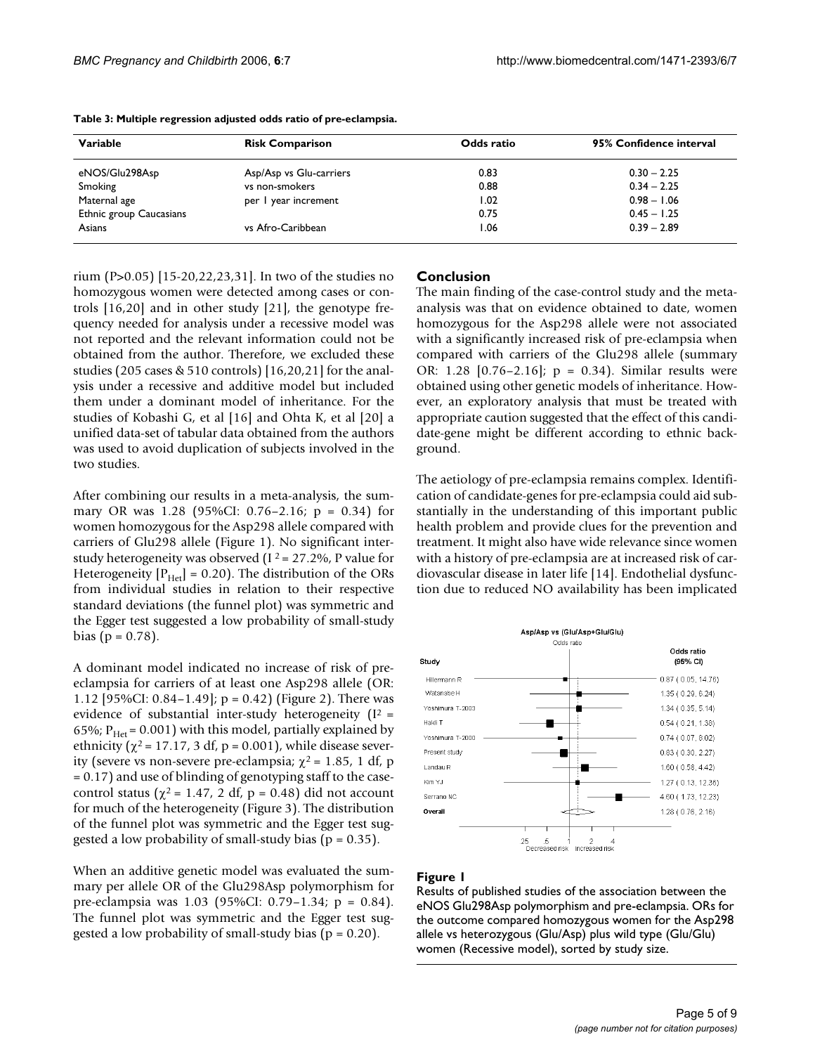**Table 3: Multiple regression adjusted odds ratio of pre-eclampsia.**

| Variable | Risk Comparison | Odds ratio | 95% Confidence interval |
|---|---|---|---|
| eNOS/Glu298Asp | Asp/Asp vs Glu-carriers | 0.83 | 0.30 – 2.25 |
| Smoking | vs non-smokers | 0.88 | 0.34 – 2.25 |
| Maternal age | per 1 year increment | 1.02 | 0.98 – 1.06 |
| Ethnic group Caucasians | | 0.75 | 0.45 – 1.25 |
| Asians | vs Afro-Caribbean | 1.06 | 0.39 – 2.89 |

rium (P>0.05) [15-20,22,23,31]. In two of the studies no homozygous women were detected among cases or controls [16,20] and in other study [21], the genotype frequency needed for analysis under a recessive model was not reported and the relevant information could not be obtained from the author. Therefore, we excluded these studies (205 cases & 510 controls) [16,20,21] for the analysis under a recessive and additive model but included them under a dominant model of inheritance. For the studies of Kobashi G, et al [16] and Ohta K, et al [20] a unified data-set of tabular data obtained from the authors was used to avoid duplication of subjects involved in the two studies.

After combining our results in a meta-analysis, the summary OR was 1.28 (95%CI: 0.76–2.16; p = 0.34) for women homozygous for the Asp298 allele compared with carriers of Glu298 allele (Figure 1). No significant inter-study heterogeneity was observed ($I^2$ = 27.2%, P value for Heterogeneity [$P_{Het}$] = 0.20). The distribution of the ORs from individual studies in relation to their respective standard deviations (the funnel plot) was symmetric and the Egger test suggested a low probability of small-study bias (p = 0.78).

A dominant model indicated no increase of risk of pre-eclampsia for carriers of at least one Asp298 allele (OR: 1.12 [95%CI: 0.84–1.49]; p = 0.42) (Figure 2). There was evidence of substantial inter-study heterogeneity ($I^2$ = 65%; $P_{Het}$ = 0.001) with this model, partially explained by ethnicity ($\chi^2$ = 17.17, 3 df, p = 0.001), while disease severity (severe vs non-severe pre-eclampsia; $\chi^2$ = 1.85, 1 df, p = 0.17) and use of blinding of genotyping staff to the case-control status ($\chi^2$ = 1.47, 2 df, p = 0.48) did not account for much of the heterogeneity (Figure 3). The distribution of the funnel plot was symmetric and the Egger test suggested a low probability of small-study bias (p = 0.35).

When an additive genetic model was evaluated the summary per allele OR of the Glu298Asp polymorphism for pre-eclampsia was 1.03 (95%CI: 0.79–1.34; p = 0.84). The funnel plot was symmetric and the Egger test suggested a low probability of small-study bias (p = 0.20).

## Conclusion

The main finding of the case-control study and the meta-analysis was that on evidence obtained to date, women homozygous for the Asp298 allele were not associated with a significantly increased risk of pre-eclampsia when compared with carriers of the Glu298 allele (summary OR: 1.28 [0.76–2.16]; p = 0.34). Similar results were obtained using other genetic models of inheritance. However, an exploratory analysis that must be treated with appropriate caution suggested that the effect of this candidate-gene might be different according to ethnic background.

The aetiology of pre-eclampsia remains complex. Identification of candidate-genes for pre-eclampsia could aid substantially in the understanding of this important public health problem and provide clues for the prevention and treatment. It might also have wide relevance since women with a history of pre-eclampsia are at increased risk of cardiovascular disease in later life [14]. Endothelial dysfunction due to reduced NO availability has been implicated

Asp/Asp vs (Glu/Asp+Glu/Glu)

Odds ratio

Study

Odds ratio (95% CI)

Hillermann R 0.87 ( 0.05, 14.76)

Watanabe H 1.35 ( 0.29, 6.24)

Yoshimura T-2003 1.34 ( 0.35, 5.14)

Hakli T 0.54 ( 0.21, 1.38)

Yoshimura T-2000 0.74 ( 0.07, 8.02)

Present study 0.83 ( 0.30, 2.27)

Landau R 1.60 ( 0.58, 4.42)

Kim YJ 1.27 ( 0.13, 12.36)

Serrano NC 4.60 ( 1.73, 12.23)

Overall 1.28 ( 0.76, 2.16)

.25 .5 1 2 4

Decreased risk Increased risk

**Figure 1**

Results of published studies of the association between the eNOS Glu298Asp polymorphism and pre-eclampsia. ORs for the outcome compared homozygous women for the Asp298 allele vs heterozygous (Glu/Asp) plus wild type (Glu/Glu) women (Recessive model), sorted by study size.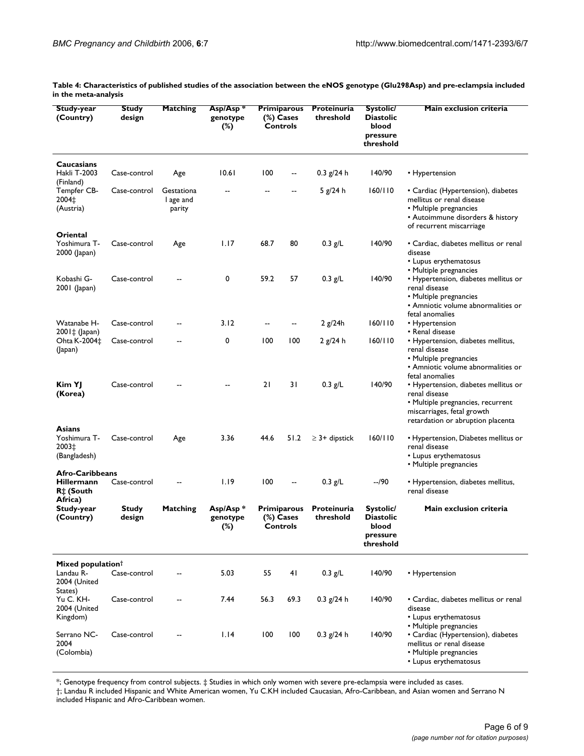**Table 4: Characteristics of published studies of the association between the eNOS genotype (Glu298Asp) and pre-eclampsia included in the meta-analysis**

| Study-year (Country) | Study design | Matching | Asp/Asp * genotype (%) | Primiparous (%) Cases | Controls | Proteinuria threshold | Systolic/ Diastolic blood pressure threshold | Main exclusion criteria |
|---|---|---|---|---|---|---|---|---|
| **Caucasians** | | | | | | | | |
| Hakli T-2003 (Finland) | Case-control | Age | 10.61 | 100 | -- | 0.3 g/24 h | 140/90 | • Hypertension |
| Tempfer CB-2004‡ (Austria) | Case-control | Gestational age and parity | -- | -- | -- | 5 g/24 h | 160/110 | • Cardiac (Hypertension), diabetes mellitus or renal disease • Multiple pregnancies • Autoimmune disorders & history of recurrent miscarriage |
| **Oriental** | | | | | | | | |
| Yoshimura T-2000 (Japan) | Case-control | Age | 1.17 | 68.7 | 80 | 0.3 g/L | 140/90 | • Cardiac, diabetes mellitus or renal disease • Lupus erythematosus • Multiple pregnancies |
| Kobashi G-2001 (Japan) | Case-control | -- | 0 | 59.2 | 57 | 0.3 g/L | 140/90 | • Hypertension, diabetes mellitus or renal disease • Multiple pregnancies • Amniotic volume abnormalities or fetal anomalies |
| Watanabe H-2001‡ (Japan) | Case-control | -- | 3.12 | -- | -- | 2 g/24h | 160/110 | • Hypertension • Renal disease |
| Ohta K-2004‡ (Japan) | Case-control | -- | 0 | 100 | 100 | 2 g/24 h | 160/110 | • Hypertension, diabetes mellitus, renal disease • Multiple pregnancies • Amniotic volume abnormalities or fetal anomalies |
| **Kim YJ (Korea)** | Case-control | -- | -- | 21 | 31 | 0.3 g/L | 140/90 | • Hypertension, diabetes mellitus or renal disease • Multiple pregnancies, recurrent miscarriages, fetal growth retardation or abruption placenta |
| **Asians** | | | | | | | | |
| Yoshimura T-2003‡ (Bangladesh) | Case-control | Age | 3.36 | 44.6 | 51.2 | ≥ 3+ dipstick | 160/110 | • Hypertension, Diabetes mellitus or renal disease • Lupus erythematosus • Multiple pregnancies |
| **Afro-Caribbeans** | | | | | | | | |
| **Hillermann R‡ (South Africa)** | Case-control | -- | 1.19 | 100 | -- | 0.3 g/L | --/90 | • Hypertension, diabetes mellitus, renal disease |
| **Mixed population†** | | | | | | | | |
| Landau R-2004 (United States) | Case-control | -- | 5.03 | 55 | 41 | 0.3 g/L | 140/90 | • Hypertension |
| Yu C. KH-2004 (United Kingdom) | Case-control | -- | 7.44 | 56.3 | 69.3 | 0.3 g/24 h | 140/90 | • Cardiac, diabetes mellitus or renal disease • Lupus erythematosus • Multiple pregnancies |
| Serrano NC-2004 (Colombia) | Case-control | -- | 1.14 | 100 | 100 | 0.3 g/24 h | 140/90 | • Cardiac (Hypertension), diabetes mellitus or renal disease • Multiple pregnancies • Lupus erythematosus |

*; Genotype frequency from control subjects. ‡ Studies in which only women with severe pre-eclampsia were included as cases.
†; Landau R included Hispanic and White American women, Yu C.KH included Caucasian, Afro-Caribbean, and Asian women and Serrano N included Hispanic and Afro-Caribbean women.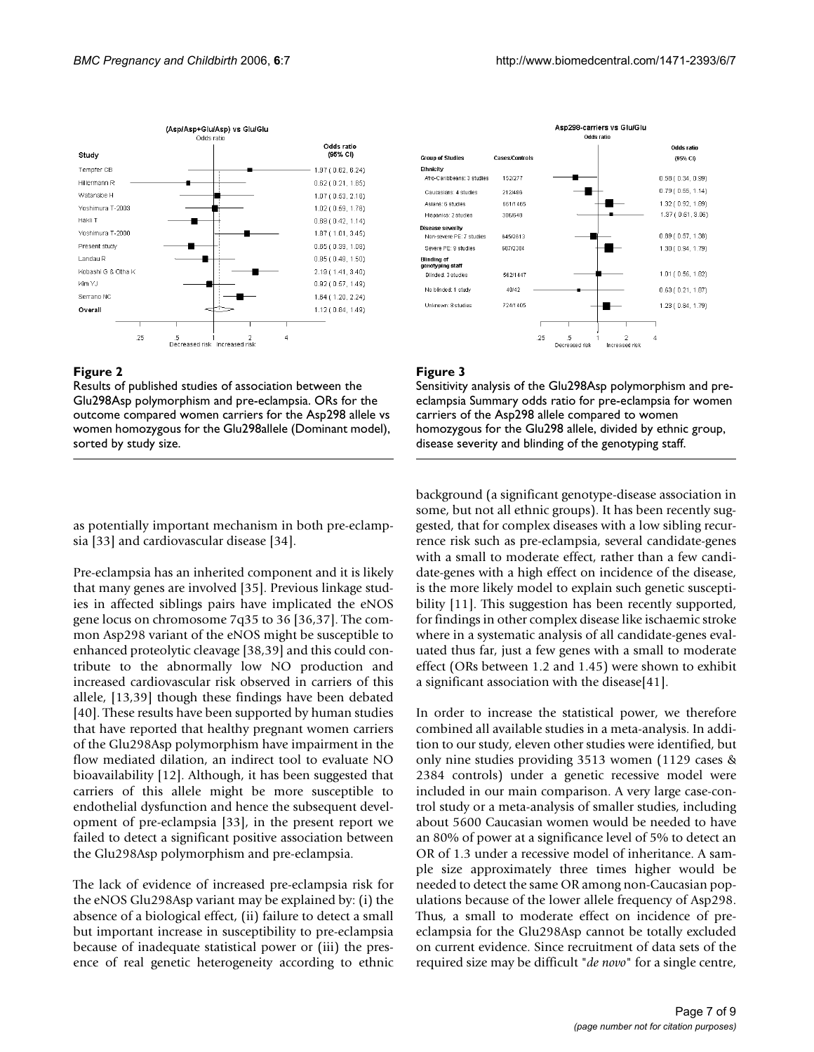(Asp/Asp+Glu/Asp) vs Glu/Glu

Odds ratio

Study

Odds ratio (95% CI)

Tempfer CB 1.97 ( 0.62, 6.24)

Hillermann R 0.62 ( 0.21, 1.85)

Watanabe H 1.07 ( 0.53, 2.16)

Yoshimura T-2003 1.02 ( 0.59, 1.76)

Hakli T 0.69 ( 0.42, 1.14)

Yoshimura T-2000 1.87 ( 1.01, 3.45)

Present study 0.65 ( 0.39, 1.08)

Landau R 0.85 ( 0.48, 1.50)

Kobashi G & Ohta K 2.19 ( 1.41, 3.40)

Kim YJ 0.92 ( 0.57, 1.49)

Serrano NC 1.64 ( 1.20, 2.24)

Overall 1.12 ( 0.84, 1.49)

.25 .5 1 2 4

Decreased risk Increased risk

**Figure 2**

Results of published studies of association between the Glu298Asp polymorphism and pre-eclampsia. ORs for the outcome compared women carriers for the Asp298 allele vs women homozygous for the Glu298allele (Dominant model), sorted by study size.

Asp298-carriers vs Glu/Glu

Odds ratio

Group of Studies Cases/Controls Odds ratio (95% CI)

Ethnicity

Afro-Caribbeans: 3 studies 152/277 0.58 ( 0.34, 0.99)

Caucasians: 4 studies 212/486 0.79 ( 0.55, 1.14)

Asians: 6 studies 651/1465 1.32 ( 0.92, 1.89)

Hispanics: 2 studies 306/648 1.37 ( 0.61, 3.06)

Disease severity

Non-severe PE: 7 studies 645/2613 0.89 ( 0.57, 1.38)

Severe PE: 9 studies 687/2384 1.30 ( 0.94, 1.79)

Blinding of genotyping staff

Blinded: 3 studies 562/1447 1.01 ( 0.56, 1.82)

No blinded: 1 study 49/42 0.63 ( 0.21, 1.87)

Unknown: 8 studies 724/1405 1.23 ( 0.84, 1.79)

.25 .5 1 2 4

Decreased risk Increased risk

**Figure 3**

Sensitivity analysis of the Glu298Asp polymorphism and pre-eclampsia Summary odds ratio for pre-eclampsia for women carriers of the Asp298 allele compared to women homozygous for the Glu298 allele, divided by ethnic group, disease severity and blinding of the genotyping staff.

as potentially important mechanism in both pre-eclampsia [33] and cardiovascular disease [34].

Pre-eclampsia has an inherited component and it is likely that many genes are involved [35]. Previous linkage studies in affected siblings pairs have implicated the eNOS gene locus on chromosome 7q35 to 36 [36,37]. The common Asp298 variant of the eNOS might be susceptible to enhanced proteolytic cleavage [38,39] and this could contribute to the abnormally low NO production and increased cardiovascular risk observed in carriers of this allele, [13,39] though these findings have been debated [40]. These results have been supported by human studies that have reported that healthy pregnant women carriers of the Glu298Asp polymorphism have impairment in the flow mediated dilation, an indirect tool to evaluate NO bioavailability [12]. Although, it has been suggested that carriers of this allele might be more susceptible to endothelial dysfunction and hence the subsequent development of pre-eclampsia [33], in the present report we failed to detect a significant positive association between the Glu298Asp polymorphism and pre-eclampsia.

The lack of evidence of increased pre-eclampsia risk for the eNOS Glu298Asp variant may be explained by: (i) the absence of a biological effect, (ii) failure to detect a small but important increase in susceptibility to pre-eclampsia because of inadequate statistical power or (iii) the presence of real genetic heterogeneity according to ethnic background (a significant genotype-disease association in some, but not all ethnic groups). It has been recently suggested, that for complex diseases with a low sibling recurrence risk such as pre-eclampsia, several candidate-genes with a small to moderate effect, rather than a few candidate-genes with a high effect on incidence of the disease, is the more likely model to explain such genetic susceptibility [11]. This suggestion has been recently supported, for findings in other complex disease like ischaemic stroke where in a systematic analysis of all candidate-genes evaluated thus far, just a few genes with a small to moderate effect (ORs between 1.2 and 1.45) were shown to exhibit a significant association with the disease[41].

In order to increase the statistical power, we therefore combined all available studies in a meta-analysis. In addition to our study, eleven other studies were identified, but only nine studies providing 3513 women (1129 cases & 2384 controls) under a genetic recessive model were included in our main comparison. A very large case-control study or a meta-analysis of smaller studies, including about 5600 Caucasian women would be needed to have an 80% of power at a significance level of 5% to detect an OR of 1.3 under a recessive model of inheritance. A sample size approximately three times higher would be needed to detect the same OR among non-Caucasian populations because of the lower allele frequency of Asp298. Thus, a small to moderate effect on incidence of pre-eclampsia for the Glu298Asp cannot be totally excluded on current evidence. Since recruitment of data sets of the required size may be difficult "*de novo*" for a single centre,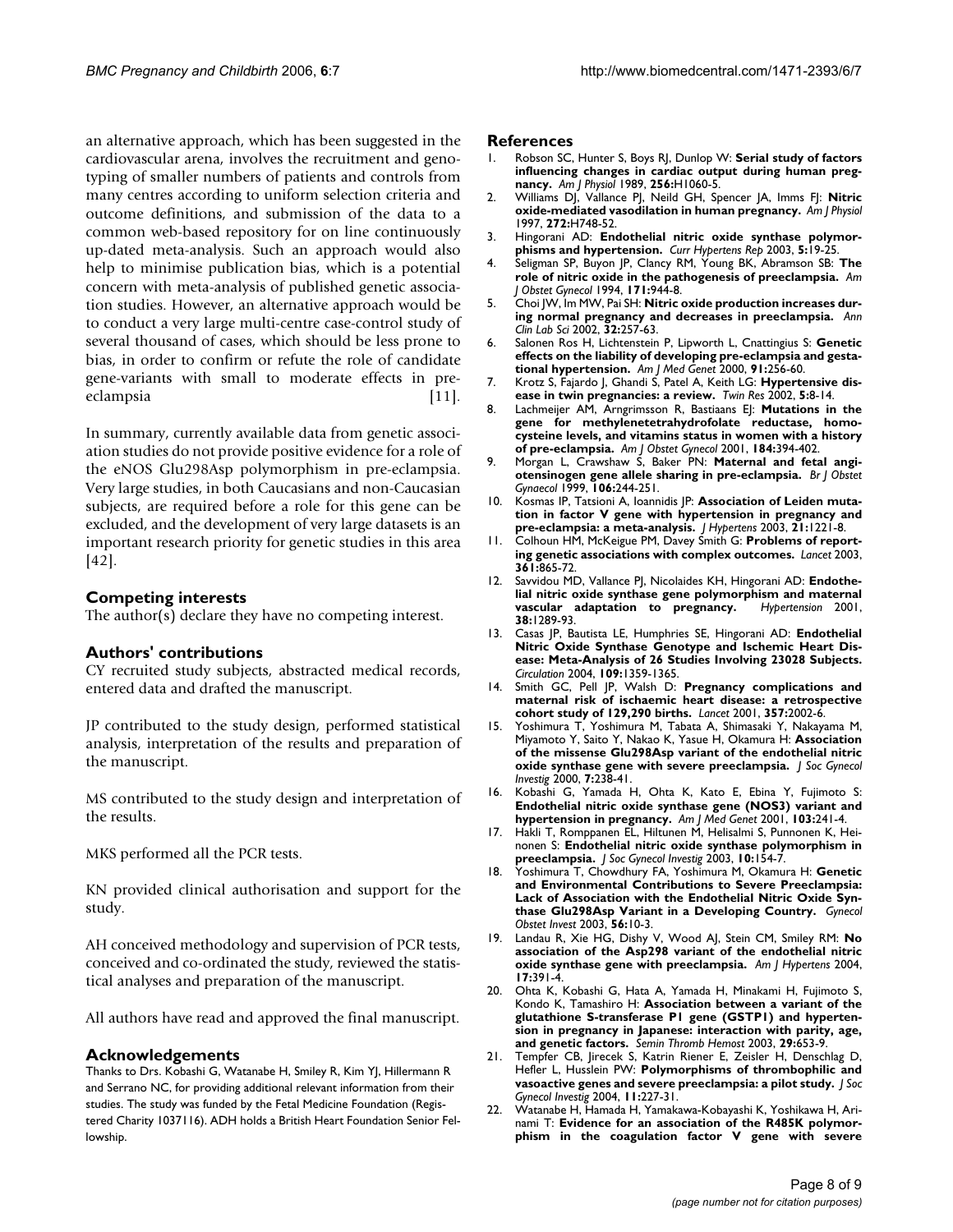an alternative approach, which has been suggested in the cardiovascular arena, involves the recruitment and genotyping of smaller numbers of patients and controls from many centres according to uniform selection criteria and outcome definitions, and submission of the data to a common web-based repository for on line continuously up-dated meta-analysis. Such an approach would also help to minimise publication bias, which is a potential concern with meta-analysis of published genetic association studies. However, an alternative approach would be to conduct a very large multi-centre case-control study of several thousand of cases, which should be less prone to bias, in order to confirm or refute the role of candidate gene-variants with small to moderate effects in pre-eclampsia [11].

In summary, currently available data from genetic association studies do not provide positive evidence for a role of the eNOS Glu298Asp polymorphism in pre-eclampsia. Very large studies, in both Caucasians and non-Caucasian subjects, are required before a role for this gene can be excluded, and the development of very large datasets is an important research priority for genetic studies in this area [42].

## Competing interests

The author(s) declare they have no competing interest.

## Authors' contributions

CY recruited study subjects, abstracted medical records, entered data and drafted the manuscript.

JP contributed to the study design, performed statistical analysis, interpretation of the results and preparation of the manuscript.

MS contributed to the study design and interpretation of the results.

MKS performed all the PCR tests.

KN provided clinical authorisation and support for the study.

AH conceived methodology and supervision of PCR tests, conceived and co-ordinated the study, reviewed the statistical analyses and preparation of the manuscript.

All authors have read and approved the final manuscript.

## Acknowledgements

Thanks to Drs. Kobashi G, Watanabe H, Smiley R, Kim YJ, Hillermann R and Serrano NC, for providing additional relevant information from their studies. The study was funded by the Fetal Medicine Foundation (Registered Charity 1037116). ADH holds a British Heart Foundation Senior Fellowship.

## References

1. Robson SC, Hunter S, Boys RJ, Dunlop W: **Serial study of factors influencing changes in cardiac output during human pregnancy.** *Am J Physiol* 1989, **256:**H1060-5.
2. Williams DJ, Vallance PJ, Neild GH, Spencer JA, Imms FJ: **Nitric oxide-mediated vasodilation in human pregnancy.** *Am J Physiol* 1997, **272:**H748-52.
3. Hingorani AD: **Endothelial nitric oxide synthase polymorphisms and hypertension.** *Curr Hypertens Rep* 2003, **5:**19-25.
4. Seligman SP, Buyon JP, Clancy RM, Young BK, Abramson SB: **The role of nitric oxide in the pathogenesis of preeclampsia.** *Am J Obstet Gynecol* 1994, **171:**944-8.
5. Choi JW, Im MW, Pai SH: **Nitric oxide production increases during normal pregnancy and decreases in preeclampsia.** *Ann Clin Lab Sci* 2002, **32:**257-63.
6. Salonen Ros H, Lichtenstein P, Lipworth L, Cnattingius S: **Genetic effects on the liability of developing pre-eclampsia and gestational hypertension.** *Am J Med Genet* 2000, **91:**256-60.
7. Krotz S, Fajardo J, Ghandi S, Patel A, Keith LG: **Hypertensive disease in twin pregnancies: a review.** *Twin Res* 2002, **5:**8-14.
8. Lachmeijer AM, Arngrimsson R, Bastiaans EJ: **Mutations in the gene for methylenetetrahydrofolate reductase, homocysteine levels, and vitamins status in women with a history of pre-eclampsia.** *Am J Obstet Gynecol* 2001, **184:**394-402.
9. Morgan L, Crawshaw S, Baker PN: **Maternal and fetal angiotensinogen gene allele sharing in pre-eclampsia.** *Br J Obstet Gynaecol* 1999, **106:**244-251.
10. Kosmas IP, Tatsioni A, Ioannidis JP: **Association of Leiden mutation in factor V gene with hypertension in pregnancy and pre-eclampsia: a meta-analysis.** *J Hypertens* 2003, **21:**1221-8.
11. Colhoun HM, McKeigue PM, Davey Smith G: **Problems of reporting genetic associations with complex outcomes.** *Lancet* 2003, **361:**865-72.
12. Savvidou MD, Vallance PJ, Nicolaides KH, Hingorani AD: **Endothelial nitric oxide synthase gene polymorphism and maternal vascular adaptation to pregnancy.** *Hypertension* 2001, **38:**1289-93.
13. Casas JP, Bautista LE, Humphries SE, Hingorani AD: **Endothelial Nitric Oxide Synthase Genotype and Ischemic Heart Disease: Meta-Analysis of 26 Studies Involving 23028 Subjects.** *Circulation* 2004, **109:**1359-1365.
14. Smith GC, Pell JP, Walsh D: **Pregnancy complications and maternal risk of ischaemic heart disease: a retrospective cohort study of 129,290 births.** *Lancet* 2001, **357:**2002-6.
15. Yoshimura T, Yoshimura M, Tabata A, Shimasaki Y, Nakayama M, Miyamoto Y, Saito Y, Nakao K, Yasue H, Okamura H: **Association of the missense Glu298Asp variant of the endothelial nitric oxide synthase gene with severe preeclampsia.** *J Soc Gynecol Investig* 2000, **7:**238-41.
16. Kobashi G, Yamada H, Ohta K, Kato E, Ebina Y, Fujimoto S: **Endothelial nitric oxide synthase gene (NOS3) variant and hypertension in pregnancy.** *Am J Med Genet* 2001, **103:**241-4.
17. Hakli T, Romppanen EL, Hiltunen M, Helisalmi S, Punnonen K, Heinonen S: **Endothelial nitric oxide synthase polymorphism in preeclampsia.** *J Soc Gynecol Investig* 2003, **10:**154-7.
18. Yoshimura T, Chowdhury FA, Yoshimura M, Okamura H: **Genetic and Environmental Contributions to Severe Preeclampsia: Lack of Association with the Endothelial Nitric Oxide Synthase Glu298Asp Variant in a Developing Country.** *Gynecol Obstet Invest* 2003, **56:**10-3.
19. Landau R, Xie HG, Dishy V, Wood AJ, Stein CM, Smiley RM: **No association of the Asp298 variant of the endothelial nitric oxide synthase gene with preeclampsia.** *Am J Hypertens* 2004, **17:**391-4.
20. Ohta K, Kobashi G, Hata A, Yamada H, Minakami H, Fujimoto S, Kondo K, Tamashiro H: **Association between a variant of the glutathione S-transferase P1 gene (GSTP1) and hypertension in pregnancy in Japanese: interaction with parity, age, and genetic factors.** *Semin Thromb Hemost* 2003, **29:**653-9.
21. Tempfer CB, Jirecek S, Katrin Riener E, Zeisler H, Denschlag D, Hefler L, Husslein PW: **Polymorphisms of thrombophilic and vasoactive genes and severe preeclampsia: a pilot study.** *J Soc Gynecol Investig* 2004, **11:**227-31.
22. Watanabe H, Hamada H, Yamakawa-Kobayashi K, Yoshikawa H, Arinami T: **Evidence for an association of the R485K polymorphism in the coagulation factor V gene with severe**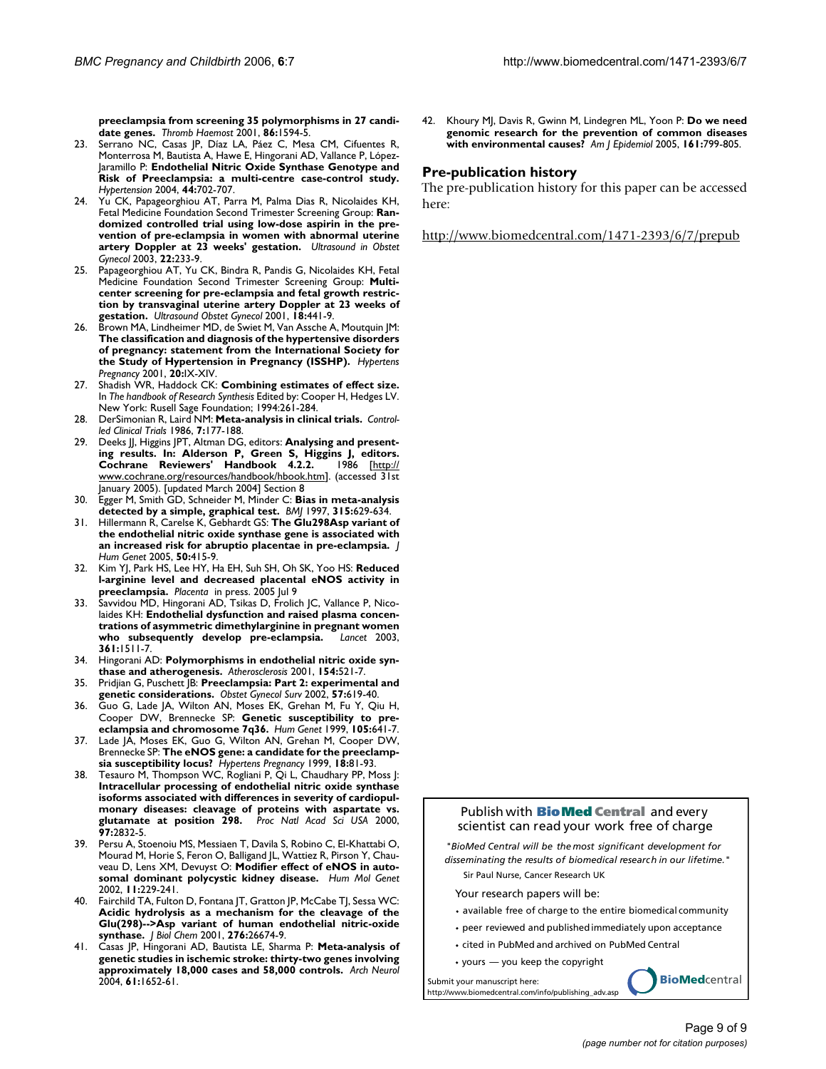preeclampsia from screening 35 polymorphisms in 27 candidate genes. *Thromb Haemost* 2001, **86:**1594-5.

23. Serrano NC, Casas JP, Díaz LA, Páez C, Mesa CM, Cifuentes R, Monterrosa M, Bautista A, Hawe E, Hingorani AD, Vallance P, López-Jaramillo P: **Endothelial Nitric Oxide Synthase Genotype and Risk of Preeclampsia: a multi-centre case-control study.** *Hypertension* 2004, **44:**702-707.
24. Yu CK, Papageorghiou AT, Parra M, Palma Dias R, Nicolaides KH, Fetal Medicine Foundation Second Trimester Screening Group: **Randomized controlled trial using low-dose aspirin in the prevention of pre-eclampsia in women with abnormal uterine artery Doppler at 23 weeks' gestation.** *Ultrasound in Obstet Gynecol* 2003, **22:**233-9.
25. Papageorghiou AT, Yu CK, Bindra R, Pandis G, Nicolaides KH, Fetal Medicine Foundation Second Trimester Screening Group: **Multicenter screening for pre-eclampsia and fetal growth restriction by transvaginal uterine artery Doppler at 23 weeks of gestation.** *Ultrasound Obstet Gynecol* 2001, **18:**441-9.
26. Brown MA, Lindheimer MD, de Swiet M, Van Assche A, Moutquin JM: **The classification and diagnosis of the hypertensive disorders of pregnancy: statement from the International Society for the Study of Hypertension in Pregnancy (ISSHP).** *Hypertens Pregnancy* 2001, **20:**IX-XIV.
27. Shadish WR, Haddock CK: **Combining estimates of effect size.** In *The handbook of Research Synthesis* Edited by: Cooper H, Hedges LV. New York: Rusell Sage Foundation; 1994:261-284.
28. DerSimonian R, Laird NM: **Meta-analysis in clinical trials.** *Controlled Clinical Trials* 1986, **7:**177-188.
29. Deeks JJ, Higgins JPT, Altman DG, editors: **Analysing and presenting results. In: Alderson P, Green S, Higgins J, editors. Cochrane Reviewers' Handbook 4.2.2.** 1986 [http://www.cochrane.org/resources/handbook/hbook.htm]. (accessed 31st January 2005). [updated March 2004] Section 8
30. Egger M, Smith GD, Schneider M, Minder C: **Bias in meta-analysis detected by a simple, graphical test.** *BMJ* 1997, **315:**629-634.
31. Hillermann R, Carelse K, Gebhardt GS: **The Glu298Asp variant of the endothelial nitric oxide synthase gene is associated with an increased risk for abruptio placentae in pre-eclampsia.** *J Hum Genet* 2005, **50:**415-9.
32. Kim YJ, Park HS, Lee HY, Ha EH, Suh SH, Oh SK, Yoo HS: **Reduced l-arginine level and decreased placental eNOS activity in preeclampsia.** *Placenta* in press. 2005 Jul 9
33. Savvidou MD, Hingorani AD, Tsikas D, Frolich JC, Vallance P, Nicolaides KH: **Endothelial dysfunction and raised plasma concentrations of asymmetric dimethylarginine in pregnant women who subsequently develop pre-eclampsia.** *Lancet* 2003, **361:**1511-7.
34. Hingorani AD: **Polymorphisms in endothelial nitric oxide synthase and atherogenesis.** *Atherosclerosis* 2001, **154:**521-7.
35. Pridjian G, Puschett JB: **Preeclampsia: Part 2: experimental and genetic considerations.** *Obstet Gynecol Surv* 2002, **57:**619-40.
36. Guo G, Lade JA, Wilton AN, Moses EK, Grehan M, Fu Y, Qiu H, Cooper DW, Brennecke SP: **Genetic susceptibility to pre-eclampsia and chromosome 7q36.** *Hum Genet* 1999, **105:**641-7.
37. Lade JA, Moses EK, Guo G, Wilton AN, Grehan M, Cooper DW, Brennecke SP: **The eNOS gene: a candidate for the preeclampsia susceptibility locus?** *Hypertens Pregnancy* 1999, **18:**81-93.
38. Tesauro M, Thompson WC, Rogliani P, Qi L, Chaudhary PP, Moss J: **Intracellular processing of endothelial nitric oxide synthase isoforms associated with differences in severity of cardiopulmonary diseases: cleavage of proteins with aspartate vs. glutamate at position 298.** *Proc Natl Acad Sci USA* 2000, **97:**2832-5.
39. Persu A, Stoenoiu MS, Messiaen T, Davila S, Robino C, El-Khattabi O, Mourad M, Horie S, Feron O, Balligand JL, Wattiez R, Pirson Y, Chauveau D, Lens XM, Devuyst O: **Modifier effect of eNOS in autosomal dominant polycystic kidney disease.** *Hum Mol Genet* 2002, **11:**229-241.
40. Fairchild TA, Fulton D, Fontana JT, Gratton JP, McCabe TJ, Sessa WC: **Acidic hydrolysis as a mechanism for the cleavage of the Glu(298)-->Asp variant of human endothelial nitric-oxide synthase.** *J Biol Chem* 2001, **276:**26674-9.
41. Casas JP, Hingorani AD, Bautista LE, Sharma P: **Meta-analysis of genetic studies in ischemic stroke: thirty-two genes involving approximately 18,000 cases and 58,000 controls.** *Arch Neurol* 2004, **61:**1652-61.
42. Khoury MJ, Davis R, Gwinn M, Lindegren ML, Yoon P: **Do we need genomic research for the prevention of common diseases with environmental causes?** *Am J Epidemiol* 2005, **161:**799-805.

## Pre-publication history

The pre-publication history for this paper can be accessed here:

http://www.biomedcentral.com/1471-2393/6/7/prepub

Publish with **BioMed Central** and every scientist can read your work free of charge

*"BioMed Central will be the most significant development for disseminating the results of biomedical research in our lifetime."*
Sir Paul Nurse, Cancer Research UK

Your research papers will be:

- available free of charge to the entire biomedical community
- peer reviewed and published immediately upon acceptance
- cited in PubMed and archived on PubMed Central
- yours — you keep the copyright

Submit your manuscript here:
http://www.biomedcentral.com/info/publishing_adv.asp

BioMedcentral